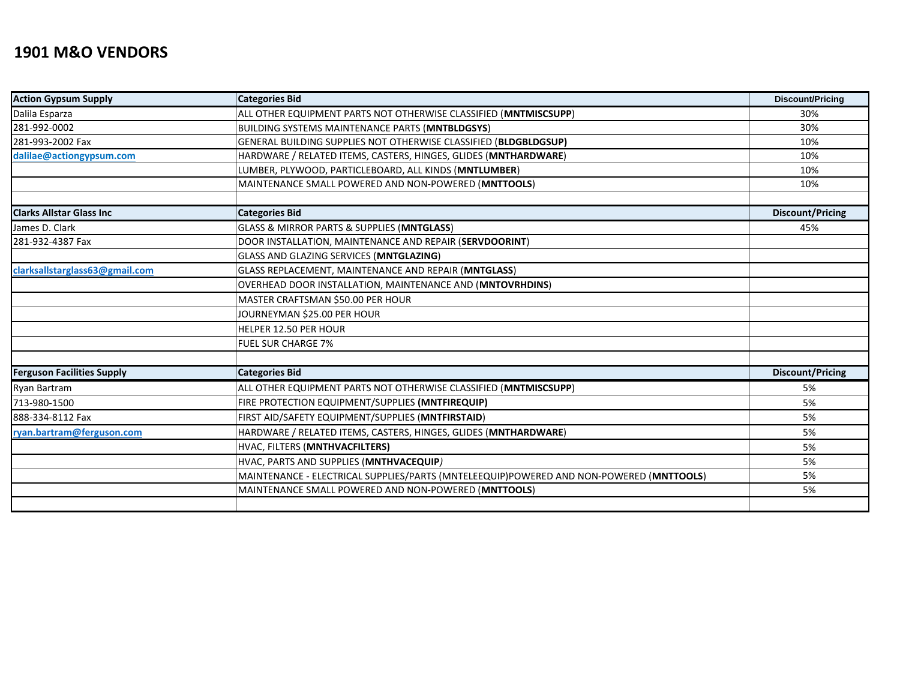# 1901 M&O VENDORS

| **Action Gypsum Supply** | **Categories Bid** | **Discount/Pricing** |
|---|---|---|
| Dalila Esparza | ALL OTHER EQUIPMENT PARTS NOT OTHERWISE CLASSIFIED (**MNTMISCSUPP**) | 30% |
| 281-992-0002 | BUILDING SYSTEMS MAINTENANCE PARTS (**MNTBLDGSYS**) | 30% |
| 281-993-2002 Fax | GENERAL BUILDING SUPPLIES NOT OTHERWISE CLASSIFIED (**BLDGBLDGSUP)** | 10% |
| dalilae@actiongypsum.com | HARDWARE / RELATED ITEMS, CASTERS, HINGES, GLIDES (**MNTHARDWARE**) | 10% |
| | LUMBER, PLYWOOD, PARTICLEBOARD, ALL KINDS (**MNTLUMBER**) | 10% |
| | MAINTENANCE SMALL POWERED AND NON-POWERED (**MNTTOOLS**) | 10% |
| | | |
| **Clarks Allstar Glass Inc** | **Categories Bid** | **Discount/Pricing** |
| James D. Clark | GLASS & MIRROR PARTS & SUPPLIES (**MNTGLASS**) | 45% |
| 281-932-4387 Fax | DOOR INSTALLATION, MAINTENANCE AND REPAIR (**SERVDOORINT**) | |
| | GLASS AND GLAZING SERVICES (**MNTGLAZING**) | |
| clarksallstarglass63@gmail.com | GLASS REPLACEMENT, MAINTENANCE AND REPAIR (**MNTGLASS**) | |
| | OVERHEAD DOOR INSTALLATION, MAINTENANCE AND (**MNTOVRHDINS**) | |
| | MASTER CRAFTSMAN $50.00 PER HOUR | |
| | JOURNEYMAN $25.00 PER HOUR | |
| | HELPER 12.50 PER HOUR | |
| | FUEL SUR CHARGE 7% | |
| | | |
| **Ferguson Facilities Supply** | **Categories Bid** | **Discount/Pricing** |
| Ryan Bartram | ALL OTHER EQUIPMENT PARTS NOT OTHERWISE CLASSIFIED (**MNTMISCSUPP**) | 5% |
| 713-980-1500 | FIRE PROTECTION EQUIPMENT/SUPPLIES **(MNTFIREQUIP)** | 5% |
| 888-334-8112 Fax | FIRST AID/SAFETY EQUIPMENT/SUPPLIES (**MNTFIRSTAID**) | 5% |
| ryan.bartram@ferguson.com | HARDWARE / RELATED ITEMS, CASTERS, HINGES, GLIDES (**MNTHARDWARE**) | 5% |
| | HVAC, FILTERS (**MNTHVACFILTERS)** | 5% |
| | HVAC, PARTS AND SUPPLIES (**MNTHVACEQUIP***)* | 5% |
| | MAINTENANCE - ELECTRICAL SUPPLIES/PARTS (MNTELEEQUIP)POWERED AND NON-POWERED (**MNTTOOLS**) | 5% |
| | MAINTENANCE SMALL POWERED AND NON-POWERED (**MNTTOOLS**) | 5% |
| | | |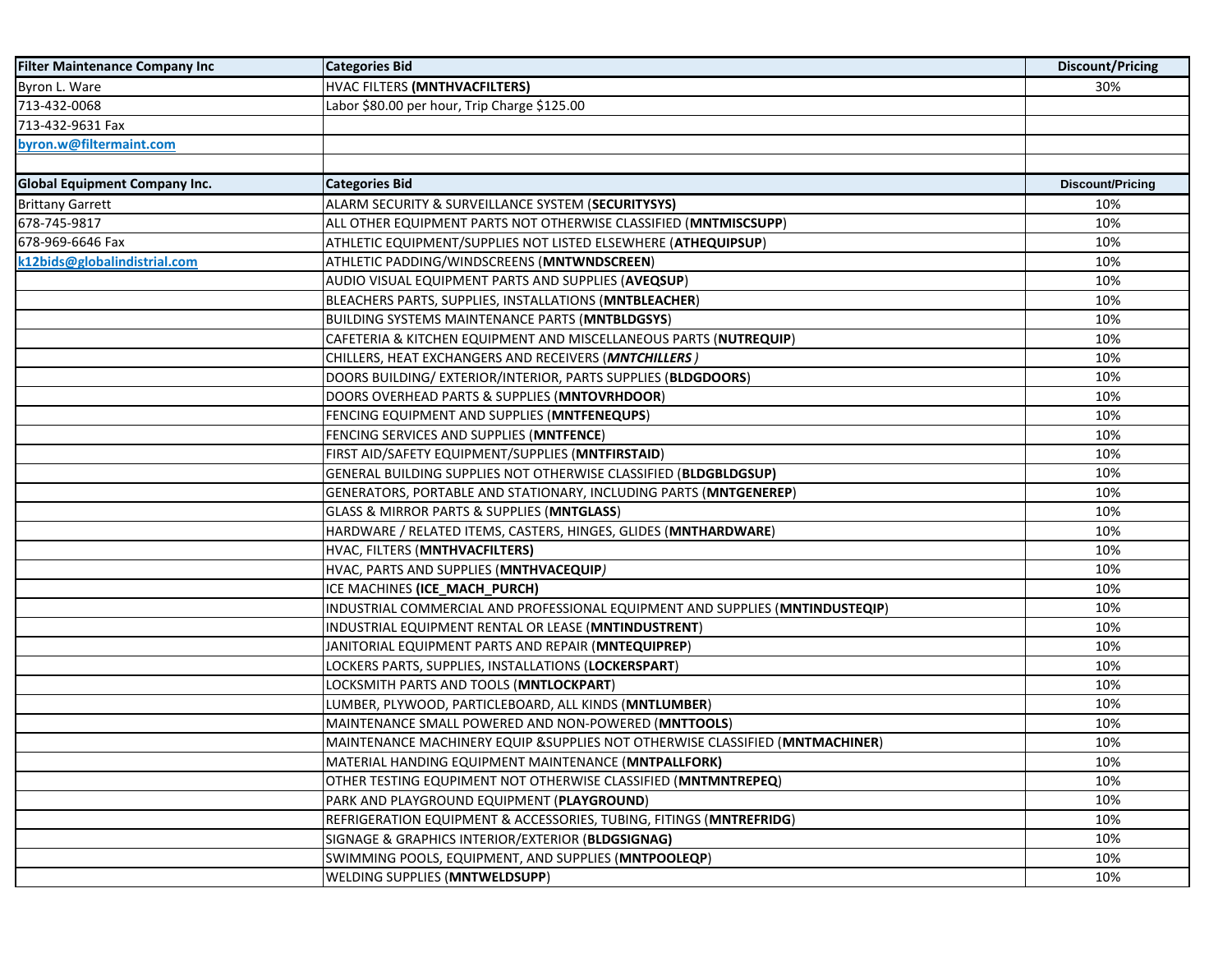| **Filter Maintenance Company Inc** | **Categories Bid** | **Discount/Pricing** |
|---|---|---|
| Byron L. Ware | HVAC FILTERS **(MNTHVACFILTERS)** | 30% |
| 713-432-0068 | Labor $80.00 per hour, Trip Charge $125.00 | |
| 713-432-9631 Fax | | |
| **byron.w@filtermaint.com** | | |

| **Global Equipment Company Inc.** | **Categories Bid** | **Discount/Pricing** |
|---|---|---|
| Brittany Garrett | ALARM SECURITY & SURVEILLANCE SYSTEM (**SECURITYSYS**) | 10% |
| 678-745-9817 | ALL OTHER EQUIPMENT PARTS NOT OTHERWISE CLASSIFIED (**MNTMISCSUPP**) | 10% |
| 678-969-6646 Fax | ATHLETIC EQUIPMENT/SUPPLIES NOT LISTED ELSEWHERE (**ATHEQUIPSUP**) | 10% |
| **k12bids@globalindistrial.com** | ATHLETIC PADDING/WINDSCREENS (**MNTWNDSCREEN**) | 10% |
| | AUDIO VISUAL EQUIPMENT PARTS AND SUPPLIES (**AVEQSUP**) | 10% |
| | BLEACHERS PARTS, SUPPLIES, INSTALLATIONS (**MNTBLEACHER**) | 10% |
| | BUILDING SYSTEMS MAINTENANCE PARTS (**MNTBLDGSYS**) | 10% |
| | CAFETERIA & KITCHEN EQUIPMENT AND MISCELLANEOUS PARTS (**NUTREQUIP**) | 10% |
| | CHILLERS, HEAT EXCHANGERS AND RECEIVERS (***MNTCHILLERS*** *)* | 10% |
| | DOORS BUILDING/ EXTERIOR/INTERIOR, PARTS SUPPLIES (**BLDGDOORS**) | 10% |
| | DOORS OVERHEAD PARTS & SUPPLIES (**MNTOVRHDOOR**) | 10% |
| | FENCING EQUIPMENT AND SUPPLIES (**MNTFENEQUPS**) | 10% |
| | FENCING SERVICES AND SUPPLIES (**MNTFENCE**) | 10% |
| | FIRST AID/SAFETY EQUIPMENT/SUPPLIES (**MNTFIRSTAID**) | 10% |
| | GENERAL BUILDING SUPPLIES NOT OTHERWISE CLASSIFIED (**BLDGBLDGSUP)** | 10% |
| | GENERATORS, PORTABLE AND STATIONARY, INCLUDING PARTS (**MNTGENEREP**) | 10% |
| | GLASS & MIRROR PARTS & SUPPLIES (**MNTGLASS**) | 10% |
| | HARDWARE / RELATED ITEMS, CASTERS, HINGES, GLIDES (**MNTHARDWARE**) | 10% |
| | HVAC, FILTERS (**MNTHVACFILTERS)** | 10% |
| | HVAC, PARTS AND SUPPLIES (**MNTHVACEQUIP***)* | 10% |
| | ICE MACHINES **(ICE_MACH_PURCH)** | 10% |
| | INDUSTRIAL COMMERCIAL AND PROFESSIONAL EQUIPMENT AND SUPPLIES (**MNTINDUSTEQIP**) | 10% |
| | INDUSTRIAL EQUIPMENT RENTAL OR LEASE (**MNTINDUSTRENT**) | 10% |
| | JANITORIAL EQUIPMENT PARTS AND REPAIR (**MNTEQUIPREP**) | 10% |
| | LOCKERS PARTS, SUPPLIES, INSTALLATIONS (**LOCKERSPART**) | 10% |
| | LOCKSMITH PARTS AND TOOLS (**MNTLOCKPART**) | 10% |
| | LUMBER, PLYWOOD, PARTICLEBOARD, ALL KINDS (**MNTLUMBER**) | 10% |
| | MAINTENANCE SMALL POWERED AND NON-POWERED (**MNTTOOLS**) | 10% |
| | MAINTENANCE MACHINERY EQUIP &SUPPLIES NOT OTHERWISE CLASSIFIED (**MNTMACHINER**) | 10% |
| | MATERIAL HANDING EQUIPMENT MAINTENANCE (**MNTPALLFORK)** | 10% |
| | OTHER TESTING EQUIPMENT NOT OTHERWISE CLASSIFIED (**MNTMNTREPEQ**) | 10% |
| | PARK AND PLAYGROUND EQUIPMENT (**PLAYGROUND**) | 10% |
| | REFRIGERATION EQUIPMENT & ACCESSORIES, TUBING, FITINGS (**MNTREFRIDG**) | 10% |
| | SIGNAGE & GRAPHICS INTERIOR/EXTERIOR (**BLDGSIGNAG)** | 10% |
| | SWIMMING POOLS, EQUIPMENT, AND SUPPLIES (**MNTPOOLEQP**) | 10% |
| | WELDING SUPPLIES (**MNTWELDSUPP**) | 10% |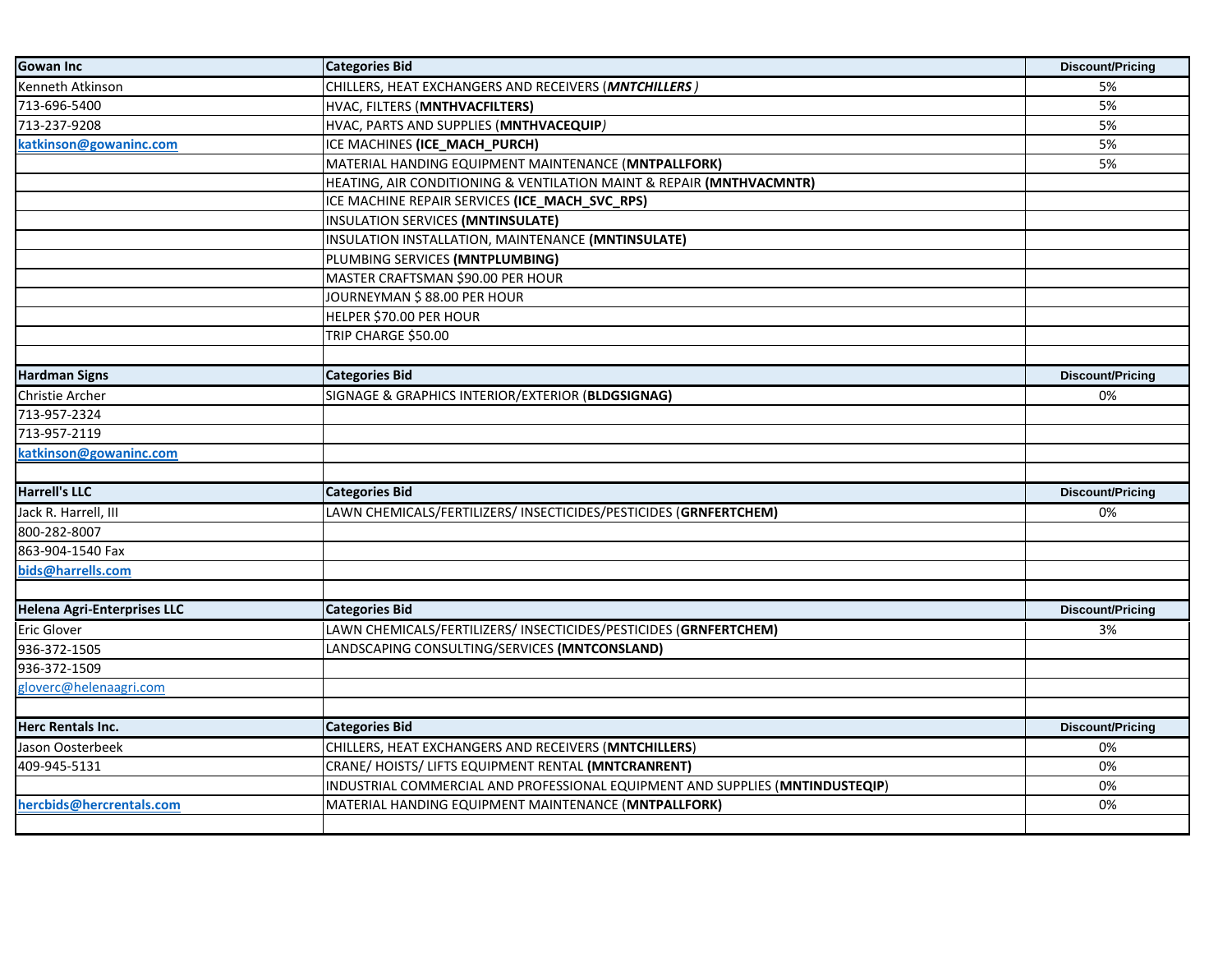| Gowan Inc | Categories Bid | Discount/Pricing |
| --- | --- | --- |
| Kenneth Atkinson | CHILLERS, HEAT EXCHANGERS AND RECEIVERS (***MNTCHILLERS*** *)* | 5% |
| 713-696-5400 | HVAC, FILTERS (**MNTHVACFILTERS)** | 5% |
| 713-237-9208 | HVAC, PARTS AND SUPPLIES (**MNTHVACEQUIP***)* | 5% |
| katkinson@gowaninc.com | ICE MACHINES **(ICE_MACH_PURCH)** | 5% |
| | MATERIAL HANDING EQUIPMENT MAINTENANCE (**MNTPALLFORK)** | 5% |
| | HEATING, AIR CONDITIONING & VENTILATION MAINT & REPAIR **(MNTHVACMNTR)** | |
| | ICE MACHINE REPAIR SERVICES **(ICE_MACH_SVC_RPS)** | |
| | INSULATION SERVICES **(MNTINSULATE)** | |
| | INSULATION INSTALLATION, MAINTENANCE **(MNTINSULATE)** | |
| | PLUMBING SERVICES **(MNTPLUMBING)** | |
| | MASTER CRAFTSMAN $90.00 PER HOUR | |
| | JOURNEYMAN $ 88.00 PER HOUR | |
| | HELPER $70.00 PER HOUR | |
| | TRIP CHARGE $50.00 | |
| | | |
| **Hardman Signs** | **Categories Bid** | **Discount/Pricing** |
| Christie Archer | SIGNAGE & GRAPHICS INTERIOR/EXTERIOR (**BLDGSIGNAG)** | 0% |
| 713-957-2324 | | |
| 713-957-2119 | | |
| katkinson@gowaninc.com | | |
| | | |
| **Harrell's LLC** | **Categories Bid** | **Discount/Pricing** |
| Jack R. Harrell, III | LAWN CHEMICALS/FERTILIZERS/ INSECTICIDES/PESTICIDES (**GRNFERTCHEM)** | 0% |
| 800-282-8007 | | |
| 863-904-1540 Fax | | |
| bids@harrells.com | | |
| | | |
| **Helena Agri-Enterprises LLC** | **Categories Bid** | **Discount/Pricing** |
| Eric Glover | LAWN CHEMICALS/FERTILIZERS/ INSECTICIDES/PESTICIDES (**GRNFERTCHEM)** | 3% |
| 936-372-1505 | LANDSCAPING CONSULTING/SERVICES **(MNTCONSLAND)** | |
| 936-372-1509 | | |
| gloverc@helenaagri.com | | |
| | | |
| **Herc Rentals Inc.** | **Categories Bid** | **Discount/Pricing** |
| Jason Oosterbeek | CHILLERS, HEAT EXCHANGERS AND RECEIVERS (**MNTCHILLERS**) | 0% |
| 409-945-5131 | CRANE/ HOISTS/ LIFTS EQUIPMENT RENTAL **(MNTCRANRENT)** | 0% |
| | INDUSTRIAL COMMERCIAL AND PROFESSIONAL EQUIPMENT AND SUPPLIES (**MNTINDUSTEQIP**) | 0% |
| hercbids@hercrentals.com | MATERIAL HANDING EQUIPMENT MAINTENANCE (**MNTPALLFORK)** | 0% |
| | | |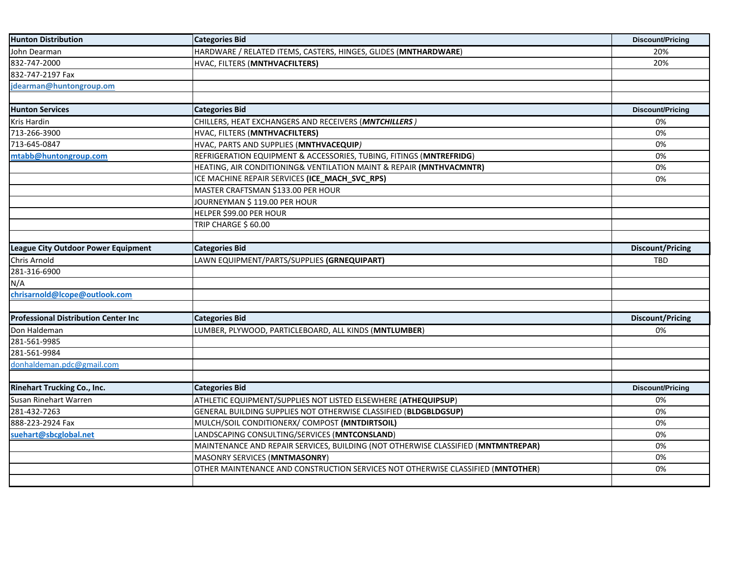| Hunton Distribution | Categories Bid | Discount/Pricing |
|---|---|---|
| John Dearman | HARDWARE / RELATED ITEMS, CASTERS, HINGES, GLIDES (**MNTHARDWARE**) | 20% |
| 832-747-2000 | HVAC, FILTERS (**MNTHVACFILTERS)** | 20% |
| 832-747-2197 Fax | | |
| jdearman@huntongroup.om | | |

| Hunton Services | Categories Bid | Discount/Pricing |
|---|---|---|
| Kris Hardin | CHILLERS, HEAT EXCHANGERS AND RECEIVERS (***MNTCHILLERS*** *)* | 0% |
| 713-266-3900 | HVAC, FILTERS (**MNTHVACFILTERS)** | 0% |
| 713-645-0847 | HVAC, PARTS AND SUPPLIES (**MNTHVACEQUIP***)* | 0% |
| **mtabb@huntongroup.com** | REFRIGERATION EQUIPMENT & ACCESSORIES, TUBING, FITINGS (**MNTREFRIDG**) | 0% |
| | HEATING, AIR CONDITIONING& VENTILATION MAINT & REPAIR **(MNTHVACMNTR)** | 0% |
| | ICE MACHINE REPAIR SERVICES **(ICE_MACH_SVC_RPS)** | 0% |
| | MASTER CRAFTSMAN $133.00 PER HOUR | |
| | JOURNEYMAN $ 119.00 PER HOUR | |
| | HELPER $99.00 PER HOUR | |
| | TRIP CHARGE $ 60.00 | |

| League City Outdoor Power Equipment | Categories Bid | Discount/Pricing |
|---|---|---|
| Chris Arnold | LAWN EQUIPMENT/PARTS/SUPPLIES **(GRNEQUIPART)** | TBD |
| 281-316-6900 | | |
| N/A | | |
| **chrisarnold@lcope@outlook.com** | | |

| Professional Distribution Center Inc | Categories Bid | Discount/Pricing |
|---|---|---|
| Don Haldeman | LUMBER, PLYWOOD, PARTICLEBOARD, ALL KINDS (**MNTLUMBER**) | 0% |
| 281-561-9985 | | |
| 281-561-9984 | | |
| donhaldeman.pdc@gmail.com | | |

| Rinehart Trucking Co., Inc. | Categories Bid | Discount/Pricing |
|---|---|---|
| Susan Rinehart Warren | ATHLETIC EQUIPMENT/SUPPLIES NOT LISTED ELSEWHERE (**ATHEQUIPSUP**) | 0% |
| 281-432-7263 | GENERAL BUILDING SUPPLIES NOT OTHERWISE CLASSIFIED (**BLDGBLDGSUP)** | 0% |
| 888-223-2924 Fax | MULCH/SOIL CONDITIONERX/ COMPOST **(MNTDIRTSOIL)** | 0% |
| **suehart@sbcglobal.net** | LANDSCAPING CONSULTING/SERVICES (**MNTCONSLAND**) | 0% |
| | MAINTENANCE AND REPAIR SERVICES, BUILDING (NOT OTHERWISE CLASSIFIED (**MNTMNTREPAR)** | 0% |
| | MASONRY SERVICES (**MNTMASONRY**) | 0% |
| | OTHER MAINTENANCE AND CONSTRUCTION SERVICES NOT OTHERWISE CLASSIFIED (**MNTOTHER**) | 0% |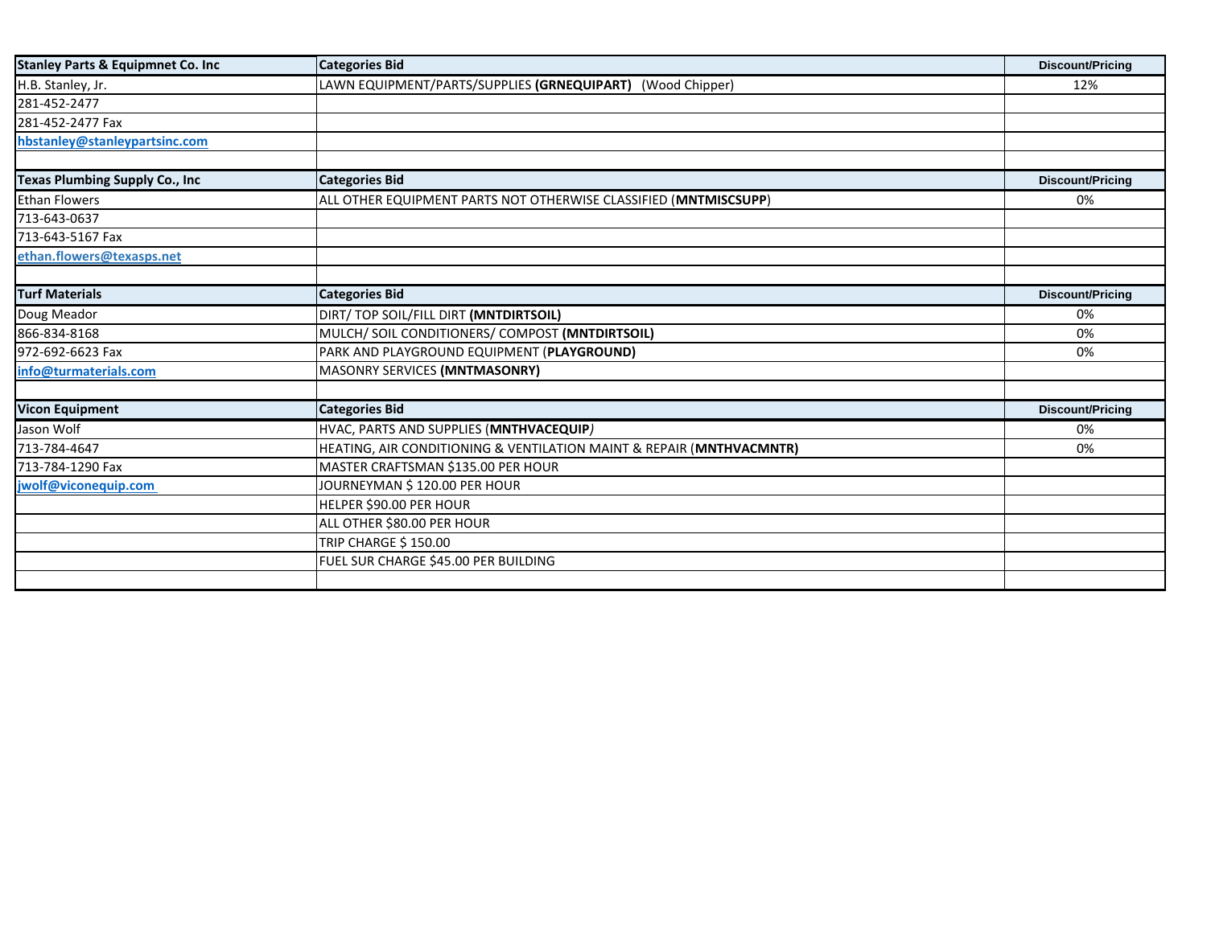| Stanley Parts & Equipmnet Co. Inc | Categories Bid | Discount/Pricing |
|---|---|---|
| H.B. Stanley, Jr. | LAWN EQUIPMENT/PARTS/SUPPLIES **(GRNEQUIPART)** (Wood Chipper) | 12% |
| 281-452-2477 | | |
| 281-452-2477 Fax | | |
| hbstanley@stanleypartsinc.com | | |
| | | |
| **Texas Plumbing Supply Co., Inc** | **Categories Bid** | **Discount/Pricing** |
| Ethan Flowers | ALL OTHER EQUIPMENT PARTS NOT OTHERWISE CLASSIFIED (**MNTMISCSUPP**) | 0% |
| 713-643-0637 | | |
| 713-643-5167 Fax | | |
| ethan.flowers@texasps.net | | |
| | | |
| **Turf Materials** | **Categories Bid** | **Discount/Pricing** |
| Doug Meador | DIRT/ TOP SOIL/FILL DIRT **(MNTDIRTSOIL)** | 0% |
| 866-834-8168 | MULCH/ SOIL CONDITIONERS/ COMPOST **(MNTDIRTSOIL)** | 0% |
| 972-692-6623 Fax | PARK AND PLAYGROUND EQUIPMENT (**PLAYGROUND)** | 0% |
| info@turmaterials.com | MASONRY SERVICES **(MNTMASONRY)** | |
| | | |
| **Vicon Equipment** | **Categories Bid** | **Discount/Pricing** |
| Jason Wolf | HVAC, PARTS AND SUPPLIES (**MNTHVACEQUIP***)* | 0% |
| 713-784-4647 | HEATING, AIR CONDITIONING & VENTILATION MAINT & REPAIR (**MNTHVACMNTR)** | 0% |
| 713-784-1290 Fax | MASTER CRAFTSMAN $135.00 PER HOUR | |
| jwolf@viconequip.com | JOURNEYMAN $ 120.00 PER HOUR | |
| | HELPER $90.00 PER HOUR | |
| | ALL OTHER $80.00 PER HOUR | |
| | TRIP CHARGE $ 150.00 | |
| | FUEL SUR CHARGE $45.00 PER BUILDING | |
| | | |